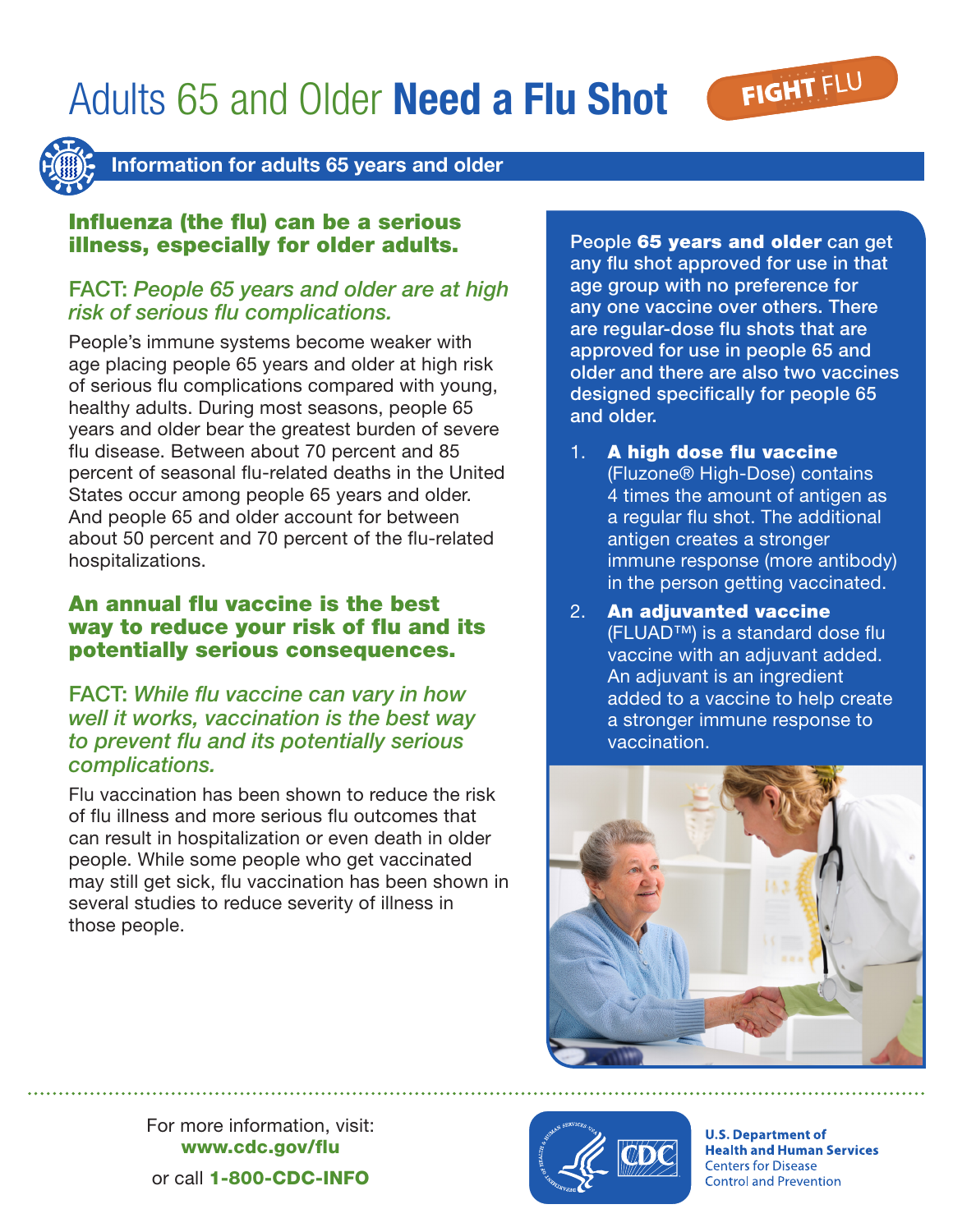# Adults 65 and Older **Need a Flu Shot**

FIGHT FLU

## Information for adults 65 years and older

### Influenza (the flu) can be a serious illness, especially for older adults.

FACT: *People 65 years and older are at high risk of serious flu complications.*

People's immune systems become weaker with age placing people 65 years and older at high risk of serious flu complications compared with young, healthy adults. During most seasons, people 65 years and older bear the greatest burden of severe flu disease. Between about 70 percent and 85 percent of seasonal flu-related deaths in the United States occur among people 65 years and older. And people 65 and older account for between about 50 percent and 70 percent of the flu-related hospitalizations.

### An annual flu vaccine is the best way to reduce your risk of flu and its potentially serious consequences.

FACT: *While flu vaccine can vary in how well it works, vaccination is the best way to prevent flu and its potentially serious complications.*

Flu vaccination has been shown to reduce the risk of flu illness and more serious flu outcomes that can result in hospitalization or even death in older people. While some people who get vaccinated may still get sick, flu vaccination has been shown in several studies to reduce severity of illness in those people.

People **65 years and older** can get any flu shot approved for use in that age group with no preference for any one vaccine over others. There are regular-dose flu shots that are approved for use in people 65 and older and there are also two vaccines designed specifically for people 65 and older.

1. **A high dose flu vaccine** (Fluzone® High-Dose) contains 4 times the amount of antigen as a regular flu shot. The additional antigen creates a stronger immune response (more antibody) in the person getting vaccinated.
2. **An adjuvanted vaccine** (FLUAD™) is a standard dose flu vaccine with an adjuvant added. An adjuvant is an ingredient added to a vaccine to help create a stronger immune response to vaccination.

For more information, visit: **www.cdc.gov/flu**

or call **1-800-CDC-INFO**

**U.S. Department of Health and Human Services**
Centers for Disease Control and Prevention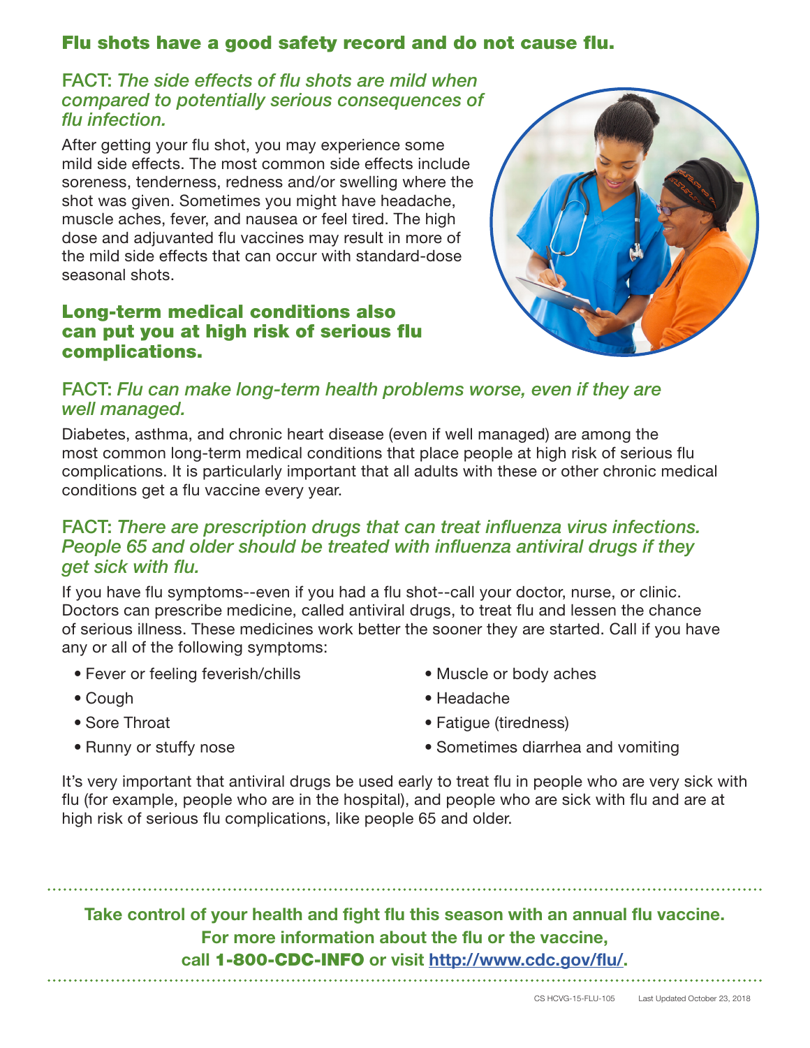## Flu shots have a good safety record and do not cause flu.

### FACT: *The side effects of flu shots are mild when compared to potentially serious consequences of flu infection.*

After getting your flu shot, you may experience some mild side effects. The most common side effects include soreness, tenderness, redness and/or swelling where the shot was given. Sometimes you might have headache, muscle aches, fever, and nausea or feel tired. The high dose and adjuvanted flu vaccines may result in more of the mild side effects that can occur with standard-dose seasonal shots.

## Long-term medical conditions also can put you at high risk of serious flu complications.

### FACT: *Flu can make long-term health problems worse, even if they are well managed.*

Diabetes, asthma, and chronic heart disease (even if well managed) are among the most common long-term medical conditions that place people at high risk of serious flu complications. It is particularly important that all adults with these or other chronic medical conditions get a flu vaccine every year.

### FACT: *There are prescription drugs that can treat influenza virus infections. People 65 and older should be treated with influenza antiviral drugs if they get sick with flu.*

If you have flu symptoms--even if you had a flu shot--call your doctor, nurse, or clinic. Doctors can prescribe medicine, called antiviral drugs, to treat flu and lessen the chance of serious illness. These medicines work better the sooner they are started. Call if you have any or all of the following symptoms:

- Fever or feeling feverish/chills
- Cough
- Sore Throat
- Runny or stuffy nose
- Muscle or body aches
- Headache
- Fatigue (tiredness)
- Sometimes diarrhea and vomiting

It's very important that antiviral drugs be used early to treat flu in people who are very sick with flu (for example, people who are in the hospital), and people who are sick with flu and are at high risk of serious flu complications, like people 65 and older.

**Take control of your health and fight flu this season with an annual flu vaccine. For more information about the flu or the vaccine, call 1-800-CDC-INFO or visit http://www.cdc.gov/flu/.**

CS HCVG-15-FLU-105 Last Updated October 23, 2018